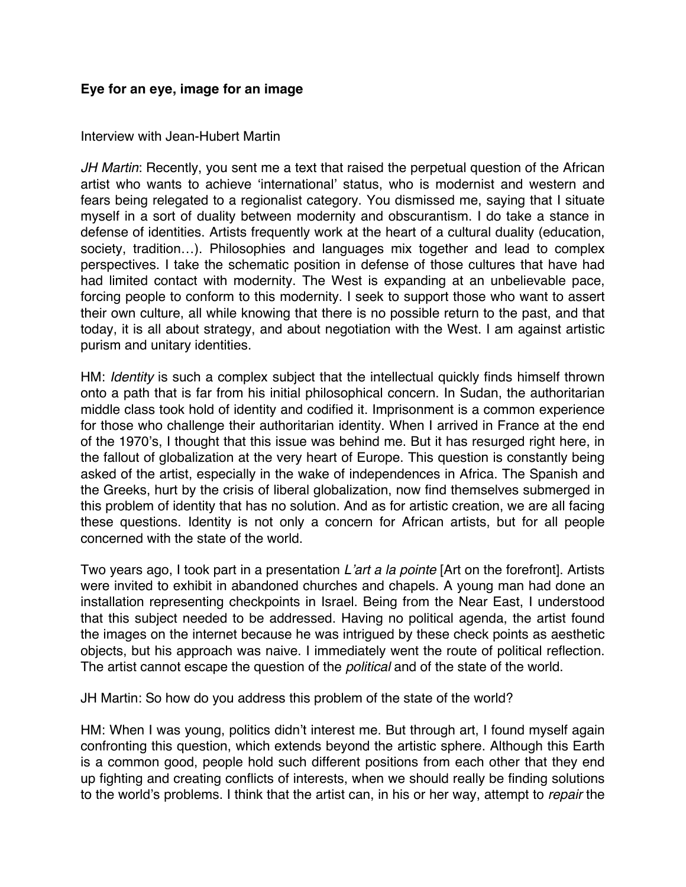**Eye for an eye, image for an image**

Interview with Jean-Hubert Martin

*JH Martin*: Recently, you sent me a text that raised the perpetual question of the African artist who wants to achieve 'international' status, who is modernist and western and fears being relegated to a regionalist category. You dismissed me, saying that I situate myself in a sort of duality between modernity and obscurantism. I do take a stance in defense of identities. Artists frequently work at the heart of a cultural duality (education, society, tradition…). Philosophies and languages mix together and lead to complex perspectives. I take the schematic position in defense of those cultures that have had had limited contact with modernity. The West is expanding at an unbelievable pace, forcing people to conform to this modernity. I seek to support those who want to assert their own culture, all while knowing that there is no possible return to the past, and that today, it is all about strategy, and about negotiation with the West. I am against artistic purism and unitary identities.

HM: *Identity* is such a complex subject that the intellectual quickly finds himself thrown onto a path that is far from his initial philosophical concern. In Sudan, the authoritarian middle class took hold of identity and codified it. Imprisonment is a common experience for those who challenge their authoritarian identity. When I arrived in France at the end of the 1970's, I thought that this issue was behind me. But it has resurged right here, in the fallout of globalization at the very heart of Europe. This question is constantly being asked of the artist, especially in the wake of independences in Africa. The Spanish and the Greeks, hurt by the crisis of liberal globalization, now find themselves submerged in this problem of identity that has no solution. And as for artistic creation, we are all facing these questions. Identity is not only a concern for African artists, but for all people concerned with the state of the world.

Two years ago, I took part in a presentation *L'art a la pointe* [Art on the forefront]. Artists were invited to exhibit in abandoned churches and chapels. A young man had done an installation representing checkpoints in Israel. Being from the Near East, I understood that this subject needed to be addressed. Having no political agenda, the artist found the images on the internet because he was intrigued by these check points as aesthetic objects, but his approach was naive. I immediately went the route of political reflection. The artist cannot escape the question of the *political* and of the state of the world.

JH Martin: So how do you address this problem of the state of the world?

HM: When I was young, politics didn't interest me. But through art, I found myself again confronting this question, which extends beyond the artistic sphere. Although this Earth is a common good, people hold such different positions from each other that they end up fighting and creating conflicts of interests, when we should really be finding solutions to the world's problems. I think that the artist can, in his or her way, attempt to *repair* the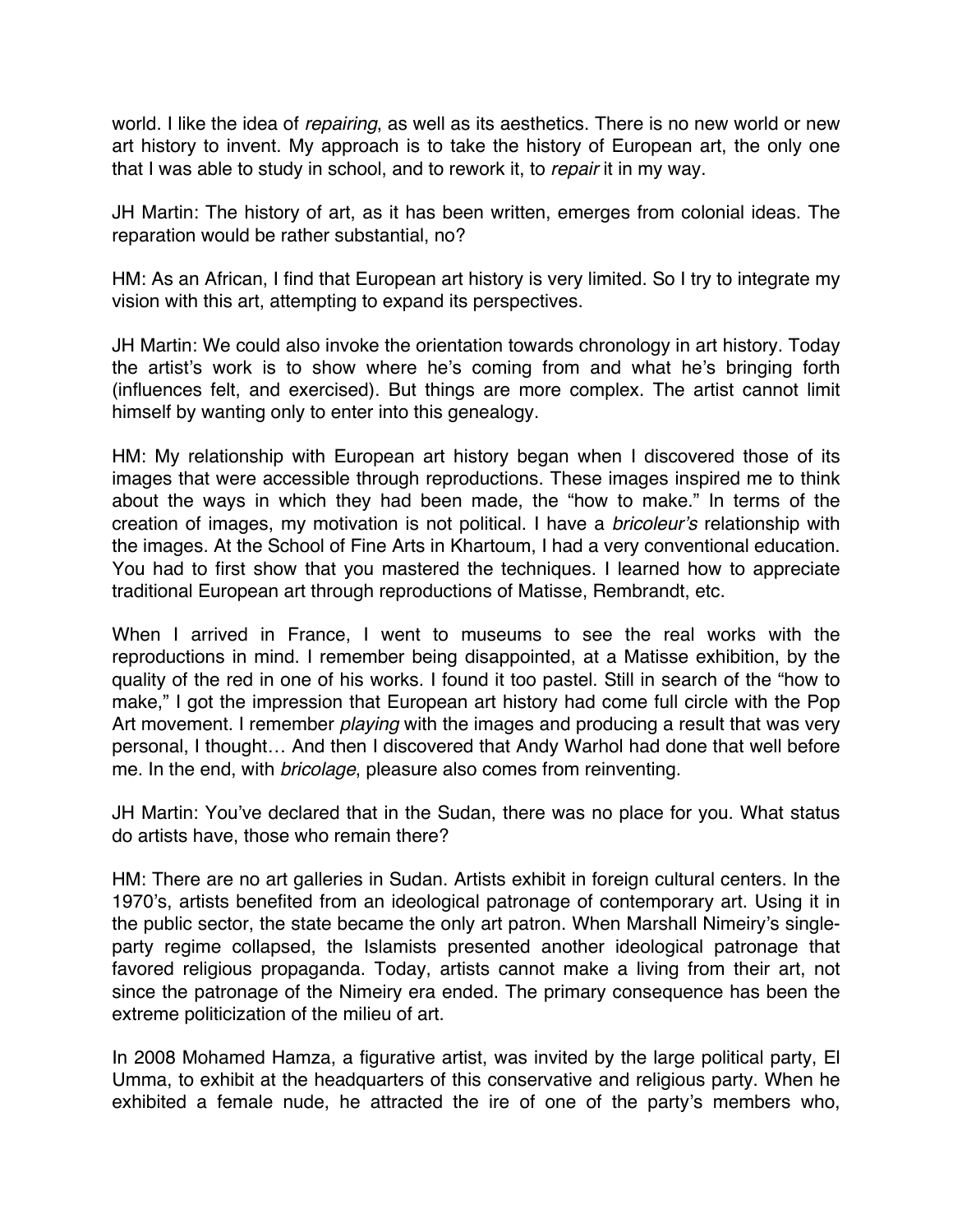world. I like the idea of *repairing*, as well as its aesthetics. There is no new world or new art history to invent. My approach is to take the history of European art, the only one that I was able to study in school, and to rework it, to *repair* it in my way.

JH Martin: The history of art, as it has been written, emerges from colonial ideas. The reparation would be rather substantial, no?

HM: As an African, I find that European art history is very limited. So I try to integrate my vision with this art, attempting to expand its perspectives.

JH Martin: We could also invoke the orientation towards chronology in art history. Today the artist's work is to show where he's coming from and what he's bringing forth (influences felt, and exercised). But things are more complex. The artist cannot limit himself by wanting only to enter into this genealogy.

HM: My relationship with European art history began when I discovered those of its images that were accessible through reproductions. These images inspired me to think about the ways in which they had been made, the "how to make." In terms of the creation of images, my motivation is not political. I have a *bricoleur's* relationship with the images. At the School of Fine Arts in Khartoum, I had a very conventional education. You had to first show that you mastered the techniques. I learned how to appreciate traditional European art through reproductions of Matisse, Rembrandt, etc.

When I arrived in France, I went to museums to see the real works with the reproductions in mind. I remember being disappointed, at a Matisse exhibition, by the quality of the red in one of his works. I found it too pastel. Still in search of the "how to make," I got the impression that European art history had come full circle with the Pop Art movement. I remember *playing* with the images and producing a result that was very personal, I thought… And then I discovered that Andy Warhol had done that well before me. In the end, with *bricolage*, pleasure also comes from reinventing.

JH Martin: You've declared that in the Sudan, there was no place for you. What status do artists have, those who remain there?

HM: There are no art galleries in Sudan. Artists exhibit in foreign cultural centers. In the 1970's, artists benefited from an ideological patronage of contemporary art. Using it in the public sector, the state became the only art patron. When Marshall Nimeiry's single-party regime collapsed, the Islamists presented another ideological patronage that favored religious propaganda. Today, artists cannot make a living from their art, not since the patronage of the Nimeiry era ended. The primary consequence has been the extreme politicization of the milieu of art.

In 2008 Mohamed Hamza, a figurative artist, was invited by the large political party, El Umma, to exhibit at the headquarters of this conservative and religious party. When he exhibited a female nude, he attracted the ire of one of the party's members who,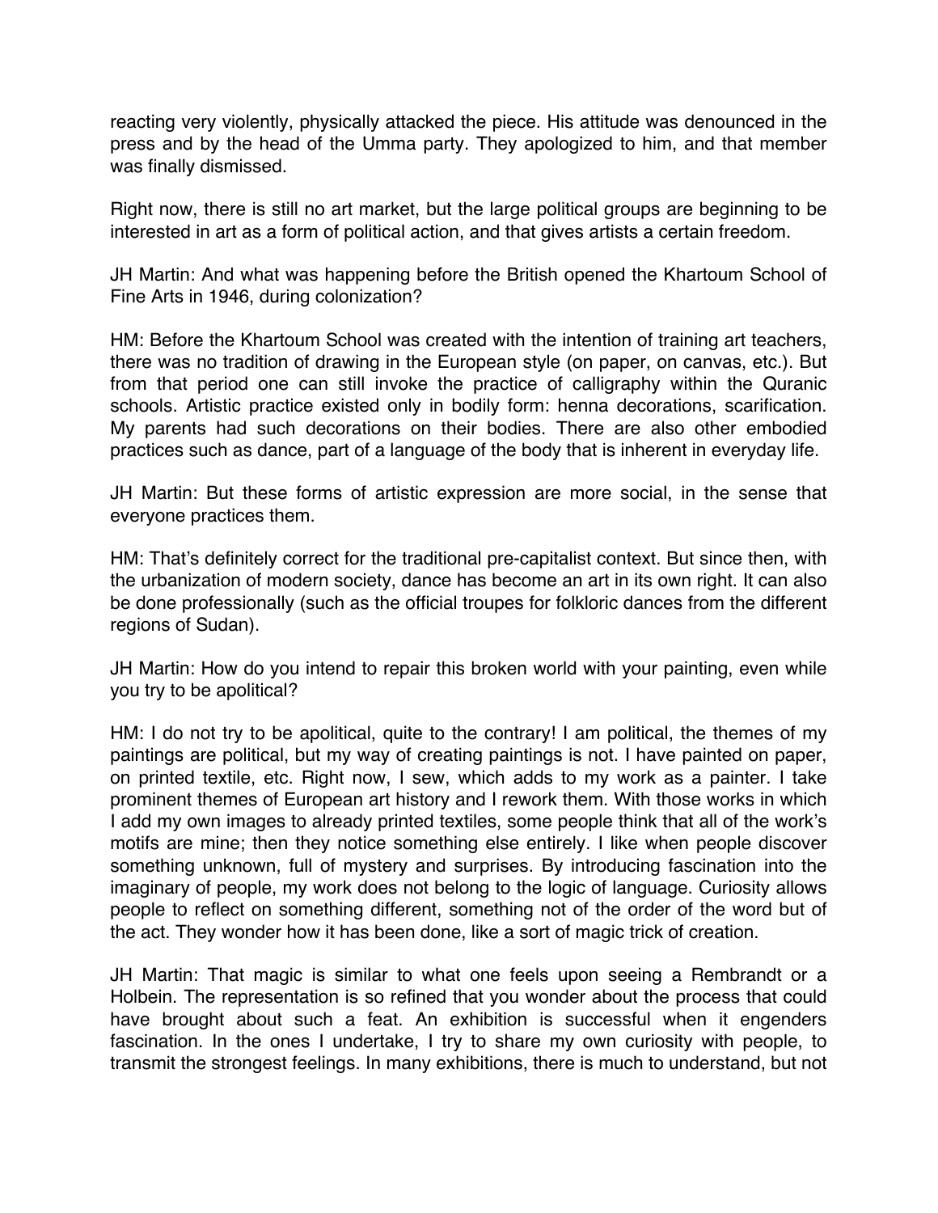reacting very violently, physically attacked the piece. His attitude was denounced in the press and by the head of the Umma party. They apologized to him, and that member was finally dismissed.

Right now, there is still no art market, but the large political groups are beginning to be interested in art as a form of political action, and that gives artists a certain freedom.

JH Martin: And what was happening before the British opened the Khartoum School of Fine Arts in 1946, during colonization?

HM: Before the Khartoum School was created with the intention of training art teachers, there was no tradition of drawing in the European style (on paper, on canvas, etc.). But from that period one can still invoke the practice of calligraphy within the Quranic schools. Artistic practice existed only in bodily form: henna decorations, scarification. My parents had such decorations on their bodies. There are also other embodied practices such as dance, part of a language of the body that is inherent in everyday life.

JH Martin: But these forms of artistic expression are more social, in the sense that everyone practices them.

HM: That's definitely correct for the traditional pre-capitalist context. But since then, with the urbanization of modern society, dance has become an art in its own right. It can also be done professionally (such as the official troupes for folkloric dances from the different regions of Sudan).

JH Martin: How do you intend to repair this broken world with your painting, even while you try to be apolitical?

HM: I do not try to be apolitical, quite to the contrary! I am political, the themes of my paintings are political, but my way of creating paintings is not. I have painted on paper, on printed textile, etc. Right now, I sew, which adds to my work as a painter. I take prominent themes of European art history and I rework them. With those works in which I add my own images to already printed textiles, some people think that all of the work's motifs are mine; then they notice something else entirely. I like when people discover something unknown, full of mystery and surprises. By introducing fascination into the imaginary of people, my work does not belong to the logic of language. Curiosity allows people to reflect on something different, something not of the order of the word but of the act. They wonder how it has been done, like a sort of magic trick of creation.

JH Martin: That magic is similar to what one feels upon seeing a Rembrandt or a Holbein. The representation is so refined that you wonder about the process that could have brought about such a feat. An exhibition is successful when it engenders fascination. In the ones I undertake, I try to share my own curiosity with people, to transmit the strongest feelings. In many exhibitions, there is much to understand, but not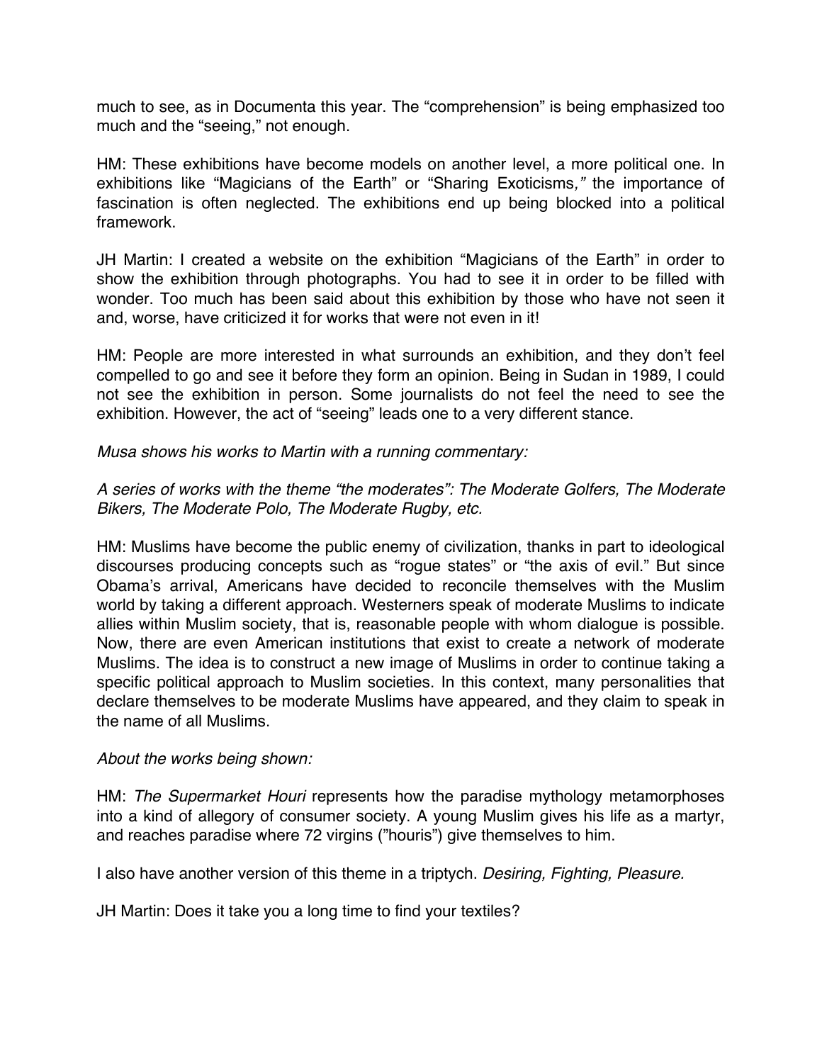much to see, as in Documenta this year. The "comprehension" is being emphasized too much and the "seeing," not enough.

HM: These exhibitions have become models on another level, a more political one. In exhibitions like "Magicians of the Earth" or "Sharing Exoticisms," the importance of fascination is often neglected. The exhibitions end up being blocked into a political framework.

JH Martin: I created a website on the exhibition "Magicians of the Earth" in order to show the exhibition through photographs. You had to see it in order to be filled with wonder. Too much has been said about this exhibition by those who have not seen it and, worse, have criticized it for works that were not even in it!

HM: People are more interested in what surrounds an exhibition, and they don't feel compelled to go and see it before they form an opinion. Being in Sudan in 1989, I could not see the exhibition in person. Some journalists do not feel the need to see the exhibition. However, the act of "seeing" leads one to a very different stance.

*Musa shows his works to Martin with a running commentary:*

*A series of works with the theme "the moderates": The Moderate Golfers, The Moderate Bikers, The Moderate Polo, The Moderate Rugby, etc.*

HM: Muslims have become the public enemy of civilization, thanks in part to ideological discourses producing concepts such as "rogue states" or "the axis of evil." But since Obama's arrival, Americans have decided to reconcile themselves with the Muslim world by taking a different approach. Westerners speak of moderate Muslims to indicate allies within Muslim society, that is, reasonable people with whom dialogue is possible. Now, there are even American institutions that exist to create a network of moderate Muslims. The idea is to construct a new image of Muslims in order to continue taking a specific political approach to Muslim societies. In this context, many personalities that declare themselves to be moderate Muslims have appeared, and they claim to speak in the name of all Muslims.

*About the works being shown:*

HM: *The Supermarket Houri* represents how the paradise mythology metamorphoses into a kind of allegory of consumer society. A young Muslim gives his life as a martyr, and reaches paradise where 72 virgins ("houris") give themselves to him.

I also have another version of this theme in a triptych. *Desiring, Fighting, Pleasure.*

JH Martin: Does it take you a long time to find your textiles?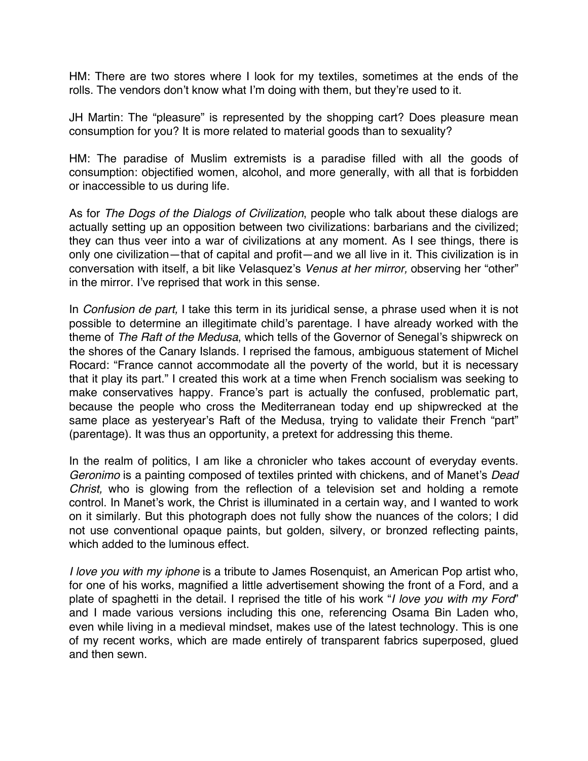HM: There are two stores where I look for my textiles, sometimes at the ends of the rolls. The vendors don't know what I'm doing with them, but they're used to it.

JH Martin: The "pleasure" is represented by the shopping cart? Does pleasure mean consumption for you? It is more related to material goods than to sexuality?

HM: The paradise of Muslim extremists is a paradise filled with all the goods of consumption: objectified women, alcohol, and more generally, with all that is forbidden or inaccessible to us during life.

As for *The Dogs of the Dialogs of Civilization*, people who talk about these dialogs are actually setting up an opposition between two civilizations: barbarians and the civilized; they can thus veer into a war of civilizations at any moment. As I see things, there is only one civilization—that of capital and profit—and we all live in it. This civilization is in conversation with itself, a bit like Velasquez's *Venus at her mirror,* observing her "other" in the mirror. I've reprised that work in this sense.

In *Confusion de part,* I take this term in its juridical sense, a phrase used when it is not possible to determine an illegitimate child's parentage. I have already worked with the theme of *The Raft of the Medusa*, which tells of the Governor of Senegal's shipwreck on the shores of the Canary Islands. I reprised the famous, ambiguous statement of Michel Rocard: "France cannot accommodate all the poverty of the world, but it is necessary that it play its part." I created this work at a time when French socialism was seeking to make conservatives happy. France's part is actually the confused, problematic part, because the people who cross the Mediterranean today end up shipwrecked at the same place as yesteryear's Raft of the Medusa, trying to validate their French "part" (parentage). It was thus an opportunity, a pretext for addressing this theme.

In the realm of politics, I am like a chronicler who takes account of everyday events. *Geronimo* is a painting composed of textiles printed with chickens, and of Manet's *Dead Christ,* who is glowing from the reflection of a television set and holding a remote control. In Manet's work, the Christ is illuminated in a certain way, and I wanted to work on it similarly. But this photograph does not fully show the nuances of the colors; I did not use conventional opaque paints, but golden, silvery, or bronzed reflecting paints, which added to the luminous effect.

*I love you with my iphone* is a tribute to James Rosenquist, an American Pop artist who, for one of his works, magnified a little advertisement showing the front of a Ford, and a plate of spaghetti in the detail. I reprised the title of his work "*I love you with my Ford*" and I made various versions including this one, referencing Osama Bin Laden who, even while living in a medieval mindset, makes use of the latest technology. This is one of my recent works, which are made entirely of transparent fabrics superposed, glued and then sewn.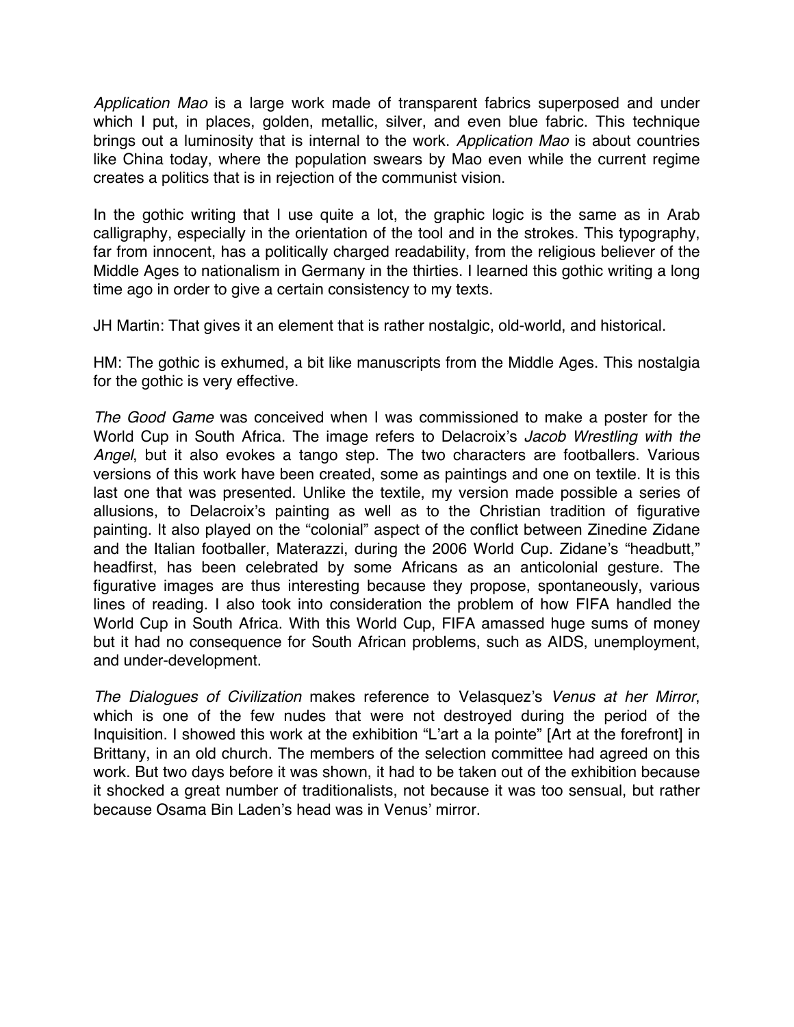*Application Mao* is a large work made of transparent fabrics superposed and under which I put, in places, golden, metallic, silver, and even blue fabric. This technique brings out a luminosity that is internal to the work. *Application Mao* is about countries like China today, where the population swears by Mao even while the current regime creates a politics that is in rejection of the communist vision.

In the gothic writing that I use quite a lot, the graphic logic is the same as in Arab calligraphy, especially in the orientation of the tool and in the strokes. This typography, far from innocent, has a politically charged readability, from the religious believer of the Middle Ages to nationalism in Germany in the thirties. I learned this gothic writing a long time ago in order to give a certain consistency to my texts.

JH Martin: That gives it an element that is rather nostalgic, old-world, and historical.

HM: The gothic is exhumed, a bit like manuscripts from the Middle Ages. This nostalgia for the gothic is very effective.

*The Good Game* was conceived when I was commissioned to make a poster for the World Cup in South Africa. The image refers to Delacroix's *Jacob Wrestling with the Angel*, but it also evokes a tango step. The two characters are footballers. Various versions of this work have been created, some as paintings and one on textile. It is this last one that was presented. Unlike the textile, my version made possible a series of allusions, to Delacroix's painting as well as to the Christian tradition of figurative painting. It also played on the "colonial" aspect of the conflict between Zinedine Zidane and the Italian footballer, Materazzi, during the 2006 World Cup. Zidane's "headbutt," headfirst, has been celebrated by some Africans as an anticolonial gesture. The figurative images are thus interesting because they propose, spontaneously, various lines of reading. I also took into consideration the problem of how FIFA handled the World Cup in South Africa. With this World Cup, FIFA amassed huge sums of money but it had no consequence for South African problems, such as AIDS, unemployment, and under-development.

*The Dialogues of Civilization* makes reference to Velasquez's *Venus at her Mirror*, which is one of the few nudes that were not destroyed during the period of the Inquisition. I showed this work at the exhibition "L'art a la pointe" [Art at the forefront] in Brittany, in an old church. The members of the selection committee had agreed on this work. But two days before it was shown, it had to be taken out of the exhibition because it shocked a great number of traditionalists, not because it was too sensual, but rather because Osama Bin Laden's head was in Venus' mirror.